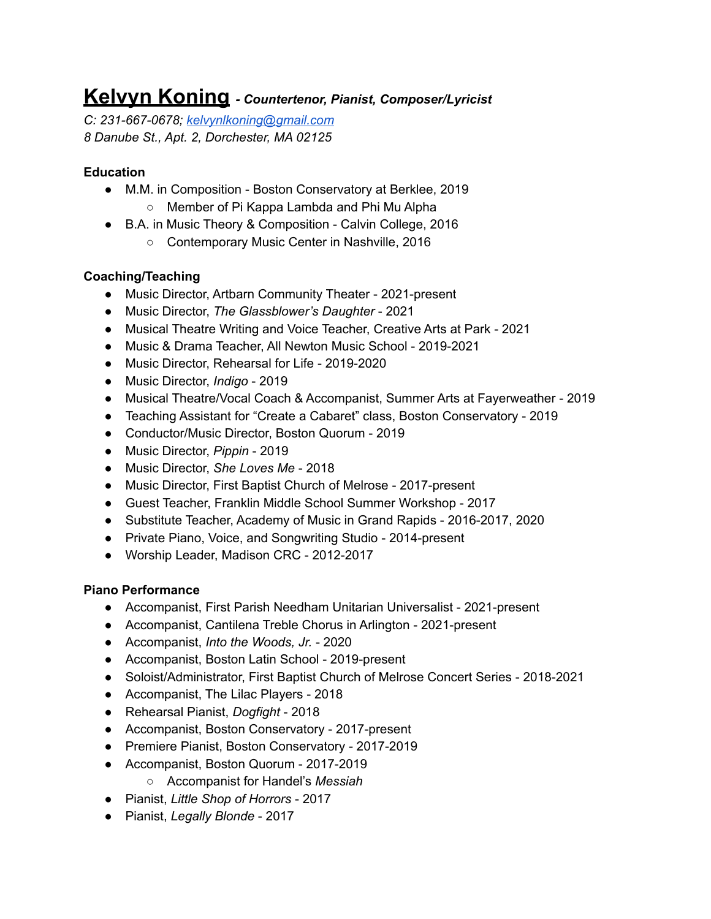# **Kelvyn Koning** *- Countertenor, Pianist, Composer/Lyricist*

*C: 231-667-0678; [kelvynlkoning@gmail.com](mailto:kelvynlkoning@gmail.com)*
*8 Danube St., Apt. 2, Dorchester, MA 02125*

**Education**

- M.M. in Composition - Boston Conservatory at Berklee, 2019
    - Member of Pi Kappa Lambda and Phi Mu Alpha
- B.A. in Music Theory & Composition - Calvin College, 2016
    - Contemporary Music Center in Nashville, 2016

**Coaching/Teaching**

- Music Director, Artbarn Community Theater - 2021-present
- Music Director, *The Glassblower's Daughter* - 2021
- Musical Theatre Writing and Voice Teacher, Creative Arts at Park - 2021
- Music & Drama Teacher, All Newton Music School - 2019-2021
- Music Director, Rehearsal for Life - 2019-2020
- Music Director, *Indigo* - 2019
- Musical Theatre/Vocal Coach & Accompanist, Summer Arts at Fayerweather - 2019
- Teaching Assistant for "Create a Cabaret" class, Boston Conservatory - 2019
- Conductor/Music Director, Boston Quorum - 2019
- Music Director, *Pippin* - 2019
- Music Director, *She Loves Me* - 2018
- Music Director, First Baptist Church of Melrose - 2017-present
- Guest Teacher, Franklin Middle School Summer Workshop - 2017
- Substitute Teacher, Academy of Music in Grand Rapids - 2016-2017, 2020
- Private Piano, Voice, and Songwriting Studio - 2014-present
- Worship Leader, Madison CRC - 2012-2017

**Piano Performance**

- Accompanist, First Parish Needham Unitarian Universalist - 2021-present
- Accompanist, Cantilena Treble Chorus in Arlington - 2021-present
- Accompanist, *Into the Woods, Jr.* - 2020
- Accompanist, Boston Latin School - 2019-present
- Soloist/Administrator, First Baptist Church of Melrose Concert Series - 2018-2021
- Accompanist, The Lilac Players - 2018
- Rehearsal Pianist, *Dogfight* - 2018
- Accompanist, Boston Conservatory - 2017-present
- Premiere Pianist, Boston Conservatory - 2017-2019
- Accompanist, Boston Quorum - 2017-2019
    - Accompanist for Handel's *Messiah*
- Pianist, *Little Shop of Horrors* - 2017
- Pianist, *Legally Blonde* - 2017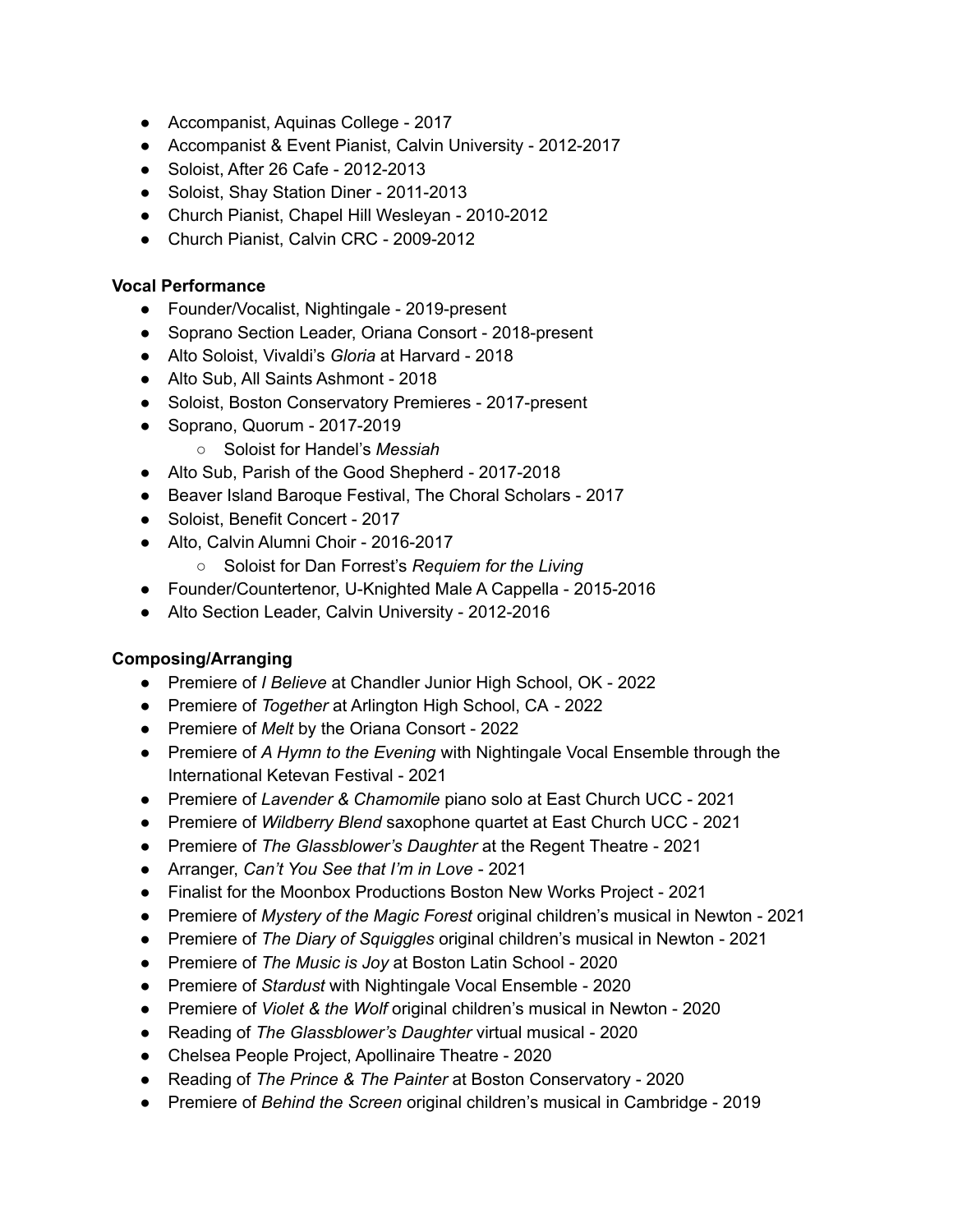- Accompanist, Aquinas College - 2017
- Accompanist & Event Pianist, Calvin University - 2012-2017
- Soloist, After 26 Cafe - 2012-2013
- Soloist, Shay Station Diner - 2011-2013
- Church Pianist, Chapel Hill Wesleyan - 2010-2012
- Church Pianist, Calvin CRC - 2009-2012

**Vocal Performance**

- Founder/Vocalist, Nightingale - 2019-present
- Soprano Section Leader, Oriana Consort - 2018-present
- Alto Soloist, Vivaldi's *Gloria* at Harvard - 2018
- Alto Sub, All Saints Ashmont - 2018
- Soloist, Boston Conservatory Premieres - 2017-present
- Soprano, Quorum - 2017-2019
    - Soloist for Handel's *Messiah*
- Alto Sub, Parish of the Good Shepherd - 2017-2018
- Beaver Island Baroque Festival, The Choral Scholars - 2017
- Soloist, Benefit Concert - 2017
- Alto, Calvin Alumni Choir - 2016-2017
    - Soloist for Dan Forrest's *Requiem for the Living*
- Founder/Countertenor, U-Knighted Male A Cappella - 2015-2016
- Alto Section Leader, Calvin University - 2012-2016

**Composing/Arranging**

- Premiere of *I Believe* at Chandler Junior High School, OK - 2022
- Premiere of *Together* at Arlington High School, CA - 2022
- Premiere of *Melt* by the Oriana Consort - 2022
- Premiere of *A Hymn to the Evening* with Nightingale Vocal Ensemble through the International Ketevan Festival - 2021
- Premiere of *Lavender & Chamomile* piano solo at East Church UCC - 2021
- Premiere of *Wildberry Blend* saxophone quartet at East Church UCC - 2021
- Premiere of *The Glassblower's Daughter* at the Regent Theatre - 2021
- Arranger, *Can't You See that I'm in Love* - 2021
- Finalist for the Moonbox Productions Boston New Works Project - 2021
- Premiere of *Mystery of the Magic Forest* original children's musical in Newton - 2021
- Premiere of *The Diary of Squiggles* original children's musical in Newton - 2021
- Premiere of *The Music is Joy* at Boston Latin School - 2020
- Premiere of *Stardust* with Nightingale Vocal Ensemble - 2020
- Premiere of *Violet & the Wolf* original children's musical in Newton - 2020
- Reading of *The Glassblower's Daughter* virtual musical - 2020
- Chelsea People Project, Apollinaire Theatre - 2020
- Reading of *The Prince & The Painter* at Boston Conservatory - 2020
- Premiere of *Behind the Screen* original children's musical in Cambridge - 2019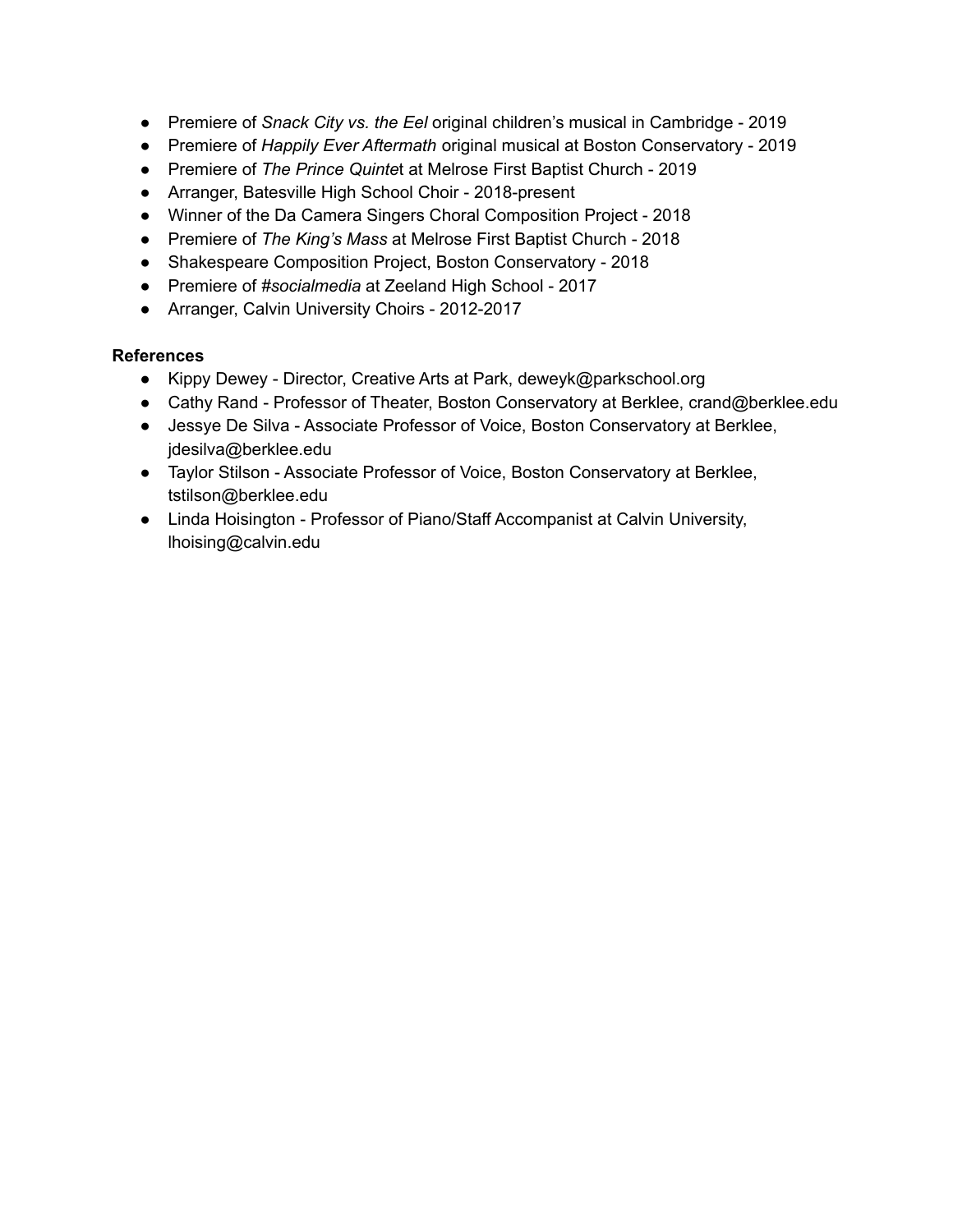- Premiere of *Snack City vs. the Eel* original children's musical in Cambridge - 2019
- Premiere of *Happily Ever Aftermath* original musical at Boston Conservatory - 2019
- Premiere of *The Prince Quintet* at Melrose First Baptist Church - 2019
- Arranger, Batesville High School Choir - 2018-present
- Winner of the Da Camera Singers Choral Composition Project - 2018
- Premiere of *The King's Mass* at Melrose First Baptist Church - 2018
- Shakespeare Composition Project, Boston Conservatory - 2018
- Premiere of *#socialmedia* at Zeeland High School - 2017
- Arranger, Calvin University Choirs - 2012-2017

**References**

- Kippy Dewey - Director, Creative Arts at Park, deweyk@parkschool.org
- Cathy Rand - Professor of Theater, Boston Conservatory at Berklee, crand@berklee.edu
- Jessye De Silva - Associate Professor of Voice, Boston Conservatory at Berklee, jdesilva@berklee.edu
- Taylor Stilson - Associate Professor of Voice, Boston Conservatory at Berklee, tstilson@berklee.edu
- Linda Hoisington - Professor of Piano/Staff Accompanist at Calvin University, lhoising@calvin.edu